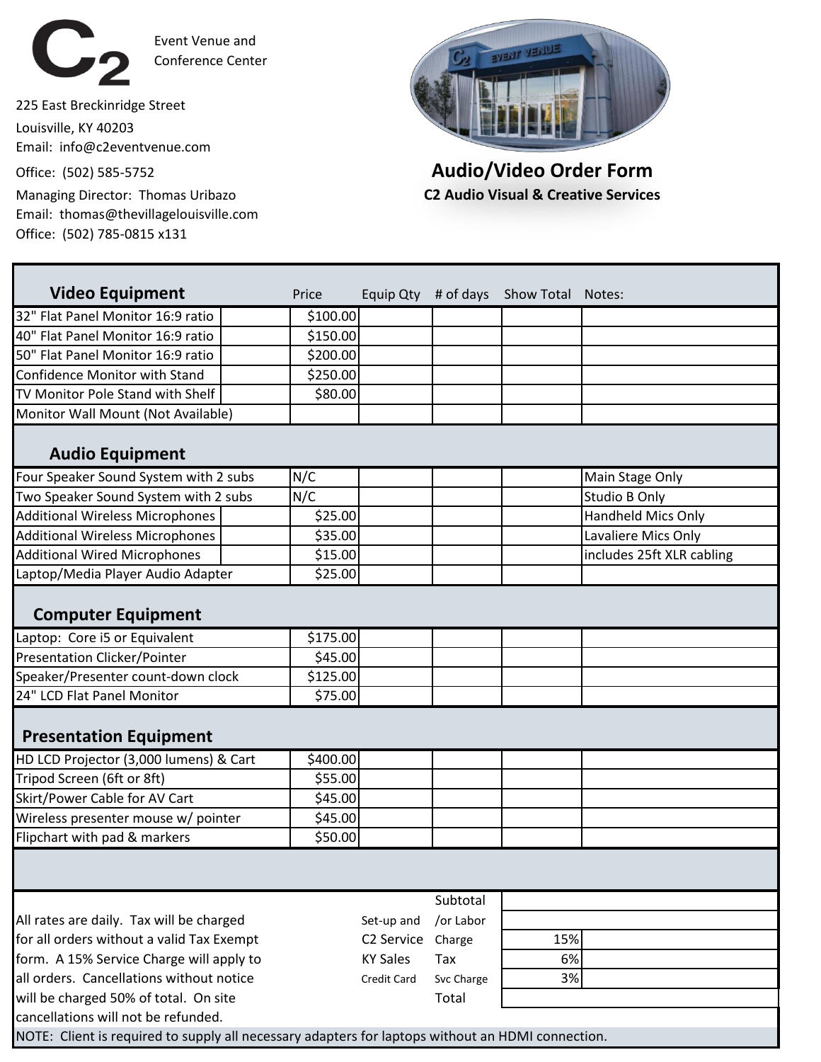# C2 Event Venue and Conference Center

225 East Breckinridge Street
Louisville, KY 40203
Email: info@c2eventvenue.com
Office: (502) 585-5752
Managing Director: Thomas Uribazo
Email: thomas@thevillagelouisville.com
Office: (502) 785-0815 x131

## Audio/Video Order Form

**C2 Audio Visual & Creative Services**

| **Video Equipment** | Price | Equip Qty | # of days | Show Total | Notes: |
|---|---|---|---|---|---|
| 32" Flat Panel Monitor 16:9 ratio | $100.00 | | | | |
| 40" Flat Panel Monitor 16:9 ratio | $150.00 | | | | |
| 50" Flat Panel Monitor 16:9 ratio | $200.00 | | | | |
| Confidence Monitor with Stand | $250.00 | | | | |
| TV Monitor Pole Stand with Shelf | $80.00 | | | | |
| Monitor Wall Mount (Not Available) | | | | | |
| **Audio Equipment** | | | | | |
| Four Speaker Sound System with 2 subs | N/C | | | | Main Stage Only |
| Two Speaker Sound System with 2 subs | N/C | | | | Studio B Only |
| Additional Wireless Microphones | $25.00 | | | | Handheld Mics Only |
| Additional Wireless Microphones | $35.00 | | | | Lavaliere Mics Only |
| Additional Wired Microphones | $15.00 | | | | includes 25ft XLR cabling |
| Laptop/Media Player Audio Adapter | $25.00 | | | | |
| **Computer Equipment** | | | | | |
| Laptop: Core i5 or Equivalent | $175.00 | | | | |
| Presentation Clicker/Pointer | $45.00 | | | | |
| Speaker/Presenter count-down clock | $125.00 | | | | |
| 24" LCD Flat Panel Monitor | $75.00 | | | | |
| **Presentation Equipment** | | | | | |
| HD LCD Projector (3,000 lumens) & Cart | $400.00 | | | | |
| Tripod Screen (6ft or 8ft) | $55.00 | | | | |
| Skirt/Power Cable for AV Cart | $45.00 | | | | |
| Wireless presenter mouse w/ pointer | $45.00 | | | | |
| Flipchart with pad & markers | $50.00 | | | | |

| | | | |
|---|---|---|---|
| | Subtotal | | |
| Set-up and | /or Labor | | |
| C2 Service | Charge | 15% | |
| KY Sales | Tax | 6% | |
| Credit Card | Svc Charge | 3% | |
| | Total | | |

All rates are daily. Tax will be charged for all orders without a valid Tax Exempt form. A 15% Service Charge will apply to all orders. Cancellations without notice will be charged 50% of total. On site cancellations will not be refunded.

NOTE: Client is required to supply all necessary adapters for laptops without an HDMI connection.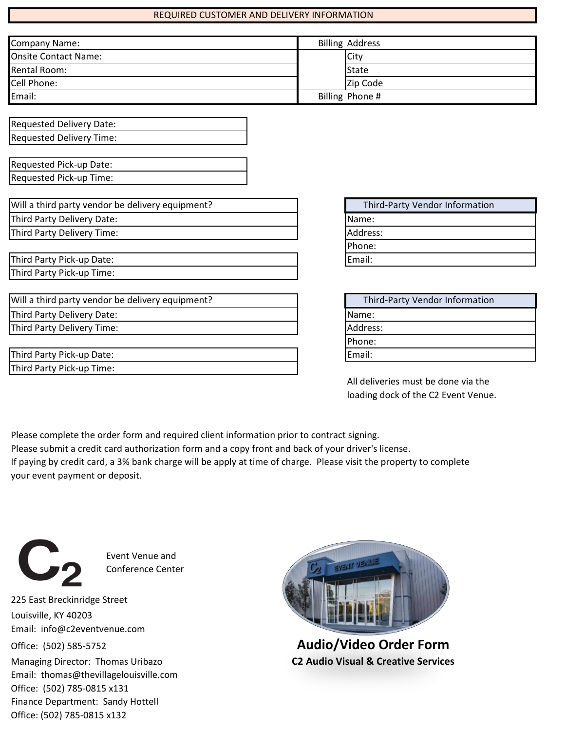## REQUIRED CUSTOMER AND DELIVERY INFORMATION

| | | |
|---|---|---|
| Company Name: | Billing | Address |
| Onsite Contact Name: | | City |
| Rental Room: | | State |
| Cell Phone: | | Zip Code |
| Email: | Billing | Phone # |

| |
|---|
| Requested Delivery Date: |
| Requested Delivery Time: |

| |
|---|
| Requested Pick-up Date: |
| Requested Pick-up Time: |

| |
|---|
| Will a third party vendor be delivery equipment? |
| Third Party Delivery Date: |
| Third Party Delivery Time: |

| |
|---|
| Third Party Pick-up Date: |
| Third Party Pick-up Time: |

| Third-Party Vendor Information |
|---|
| Name: |
| Address: |
| Phone: |
| Email: |

| |
|---|
| Will a third party vendor be delivery equipment? |
| Third Party Delivery Date: |
| Third Party Delivery Time: |

| |
|---|
| Third Party Pick-up Date: |
| Third Party Pick-up Time: |

| Third-Party Vendor Information |
|---|
| Name: |
| Address: |
| Phone: |
| Email: |

All deliveries must be done via the loading dock of the C2 Event Venue.

Please complete the order form and required client information prior to contract signing.
Please submit a credit card authorization form and a copy front and back of your driver's license.
If paying by credit card, a 3% bank charge will be apply at time of charge. Please visit the property to complete your event payment or deposit.

$C_2$ Event Venue and Conference Center

225 East Breckinridge Street
Louisville, KY 40203
Email: info@c2eventvenue.com
Office: (502) 585-5752
Managing Director: Thomas Uribazo
Email: thomas@thevillagelouisville.com
Office: (502) 785-0815 x131
Finance Department: Sandy Hottell
Office: (502) 785-0815 x132

**Audio/Video Order Form**

**C2 Audio Visual & Creative Services**